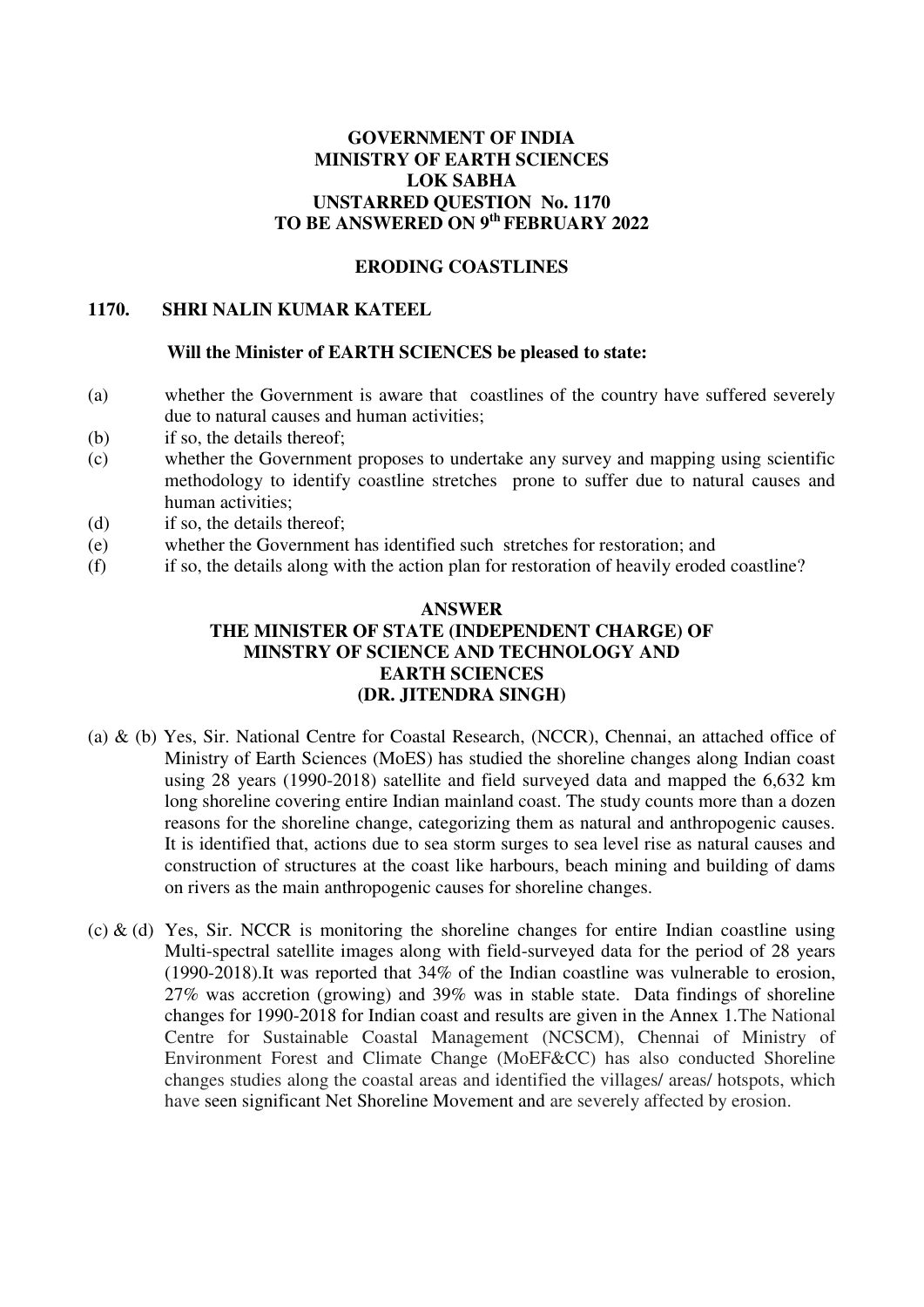**GOVERNMENT OF INDIA**
**MINISTRY OF EARTH SCIENCES**
**LOK SABHA**
**UNSTARRED QUESTION No. 1170**
**TO BE ANSWERED ON 9th FEBRUARY 2022**

## ERODING COASTLINES

**1170. SHRI NALIN KUMAR KATEEL**

**Will the Minister of EARTH SCIENCES be pleased to state:**

(a) whether the Government is aware that coastlines of the country have suffered severely due to natural causes and human activities;
(b) if so, the details thereof;
(c) whether the Government proposes to undertake any survey and mapping using scientific methodology to identify coastline stretches prone to suffer due to natural causes and human activities;
(d) if so, the details thereof;
(e) whether the Government has identified such stretches for restoration; and
(f) if so, the details along with the action plan for restoration of heavily eroded coastline?

**ANSWER**
**THE MINISTER OF STATE (INDEPENDENT CHARGE) OF MINSTRY OF SCIENCE AND TECHNOLOGY AND EARTH SCIENCES**
**(DR. JITENDRA SINGH)**

(a) & (b) Yes, Sir. National Centre for Coastal Research, (NCCR), Chennai, an attached office of Ministry of Earth Sciences (MoES) has studied the shoreline changes along Indian coast using 28 years (1990-2018) satellite and field surveyed data and mapped the 6,632 km long shoreline covering entire Indian mainland coast. The study counts more than a dozen reasons for the shoreline change, categorizing them as natural and anthropogenic causes. It is identified that, actions due to sea storm surges to sea level rise as natural causes and construction of structures at the coast like harbours, beach mining and building of dams on rivers as the main anthropogenic causes for shoreline changes.

(c) & (d) Yes, Sir. NCCR is monitoring the shoreline changes for entire Indian coastline using Multi-spectral satellite images along with field-surveyed data for the period of 28 years (1990-2018).It was reported that 34% of the Indian coastline was vulnerable to erosion, 27% was accretion (growing) and 39% was in stable state. Data findings of shoreline changes for 1990-2018 for Indian coast and results are given in the Annex 1.The National Centre for Sustainable Coastal Management (NCSCM), Chennai of Ministry of Environment Forest and Climate Change (MoEF&CC) has also conducted Shoreline changes studies along the coastal areas and identified the villages/ areas/ hotspots, which have seen significant Net Shoreline Movement and are severely affected by erosion.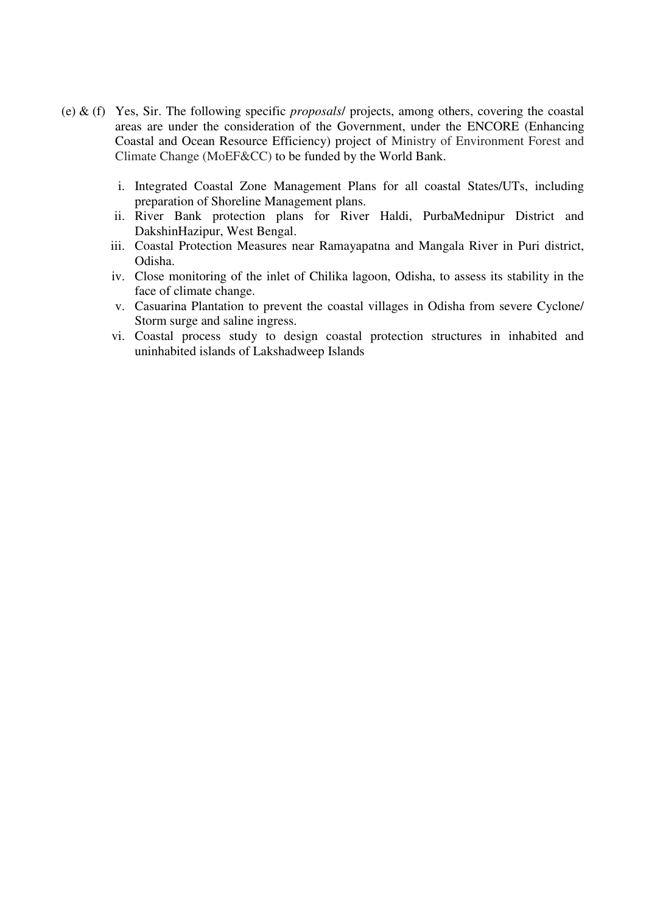(e) & (f) Yes, Sir. The following specific *proposals*/ projects, among others, covering the coastal areas are under the consideration of the Government, under the ENCORE (Enhancing Coastal and Ocean Resource Efficiency) project of Ministry of Environment Forest and Climate Change (MoEF&CC) to be funded by the World Bank.

i. Integrated Coastal Zone Management Plans for all coastal States/UTs, including preparation of Shoreline Management plans.
ii. River Bank protection plans for River Haldi, PurbaMednipur District and DakshinHazipur, West Bengal.
iii. Coastal Protection Measures near Ramayapatna and Mangala River in Puri district, Odisha.
iv. Close monitoring of the inlet of Chilika lagoon, Odisha, to assess its stability in the face of climate change.
v. Casuarina Plantation to prevent the coastal villages in Odisha from severe Cyclone/ Storm surge and saline ingress.
vi. Coastal process study to design coastal protection structures in inhabited and uninhabited islands of Lakshadweep Islands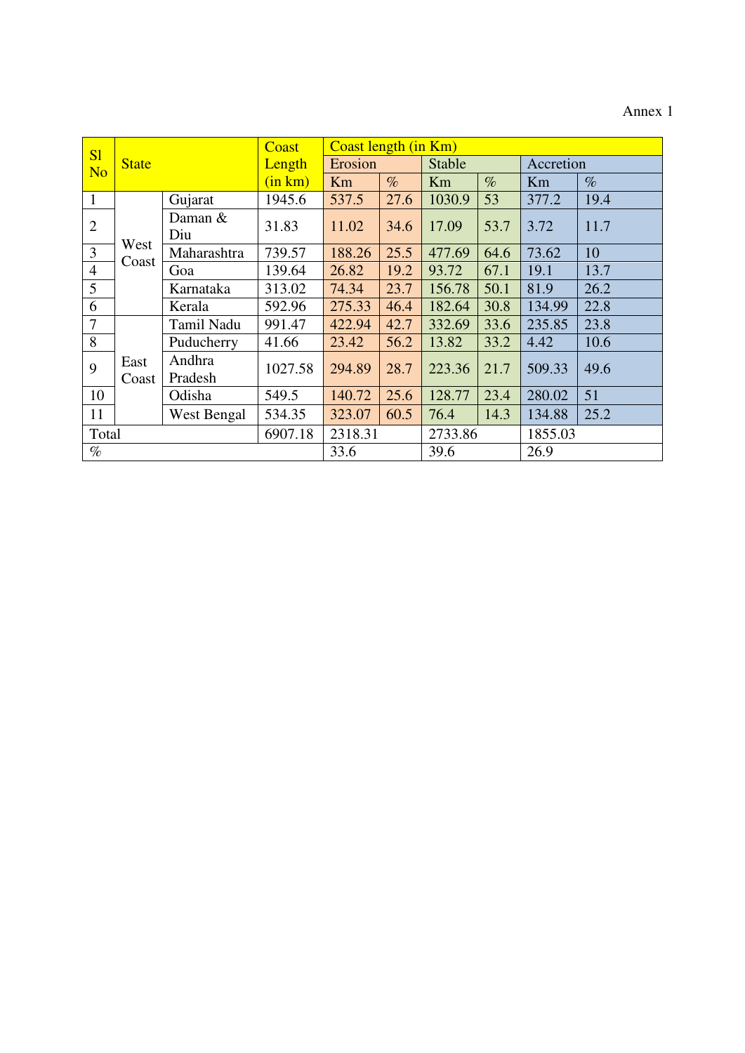Annex 1

| Sl No | State | | Coast Length (in km) | Coast length (in Km) | | | | | |
|---|---|---|---|---|---|---|---|---|---|
| | | | | Erosion | | Stable | | Accretion | |
| | | | | Km | % | Km | % | Km | % |
| 1 | West Coast | Gujarat | 1945.6 | 537.5 | 27.6 | 1030.9 | 53 | 377.2 | 19.4 |
| 2 | | Daman & Diu | 31.83 | 11.02 | 34.6 | 17.09 | 53.7 | 3.72 | 11.7 |
| 3 | | Maharashtra | 739.57 | 188.26 | 25.5 | 477.69 | 64.6 | 73.62 | 10 |
| 4 | | Goa | 139.64 | 26.82 | 19.2 | 93.72 | 67.1 | 19.1 | 13.7 |
| 5 | | Karnataka | 313.02 | 74.34 | 23.7 | 156.78 | 50.1 | 81.9 | 26.2 |
| 6 | | Kerala | 592.96 | 275.33 | 46.4 | 182.64 | 30.8 | 134.99 | 22.8 |
| 7 | East Coast | Tamil Nadu | 991.47 | 422.94 | 42.7 | 332.69 | 33.6 | 235.85 | 23.8 |
| 8 | | Puducherry | 41.66 | 23.42 | 56.2 | 13.82 | 33.2 | 4.42 | 10.6 |
| 9 | | Andhra Pradesh | 1027.58 | 294.89 | 28.7 | 223.36 | 21.7 | 509.33 | 49.6 |
| 10 | | Odisha | 549.5 | 140.72 | 25.6 | 128.77 | 23.4 | 280.02 | 51 |
| 11 | | West Bengal | 534.35 | 323.07 | 60.5 | 76.4 | 14.3 | 134.88 | 25.2 |
| Total | | | 6907.18 | 2318.31 | | 2733.86 | | 1855.03 | |
| % | | | | 33.6 | | 39.6 | | 26.9 | |